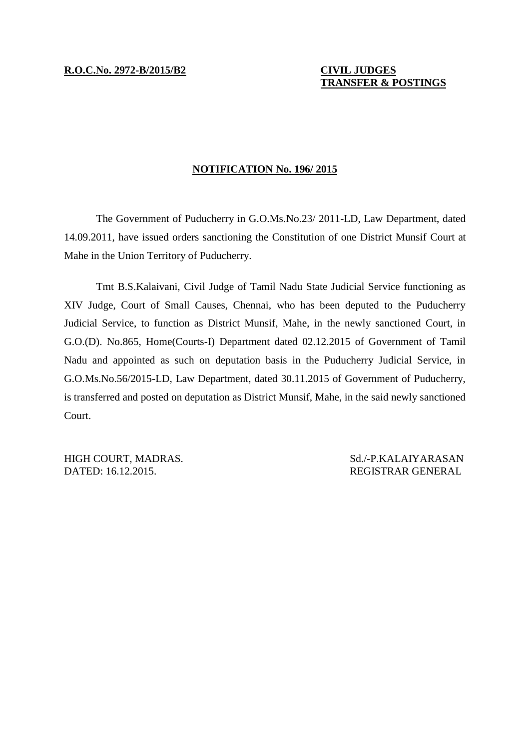**R.O.C.No. 2972-B/2015/B2**

**CIVIL JUDGES**
**TRANSFER & POSTINGS**

**NOTIFICATION No. 196/ 2015**

The Government of Puducherry in G.O.Ms.No.23/ 2011-LD, Law Department, dated 14.09.2011, have issued orders sanctioning the Constitution of one District Munsif Court at Mahe in the Union Territory of Puducherry.

Tmt B.S.Kalaivani, Civil Judge of Tamil Nadu State Judicial Service functioning as XIV Judge, Court of Small Causes, Chennai, who has been deputed to the Puducherry Judicial Service, to function as District Munsif, Mahe, in the newly sanctioned Court, in G.O.(D). No.865, Home(Courts-I) Department dated 02.12.2015 of Government of Tamil Nadu and appointed as such on deputation basis in the Puducherry Judicial Service, in G.O.Ms.No.56/2015-LD, Law Department, dated 30.11.2015 of Government of Puducherry, is transferred and posted on deputation as District Munsif, Mahe, in the said newly sanctioned Court.

HIGH COURT, MADRAS.
DATED: 16.12.2015.

Sd./-P.KALAIYARASAN
REGISTRAR GENERAL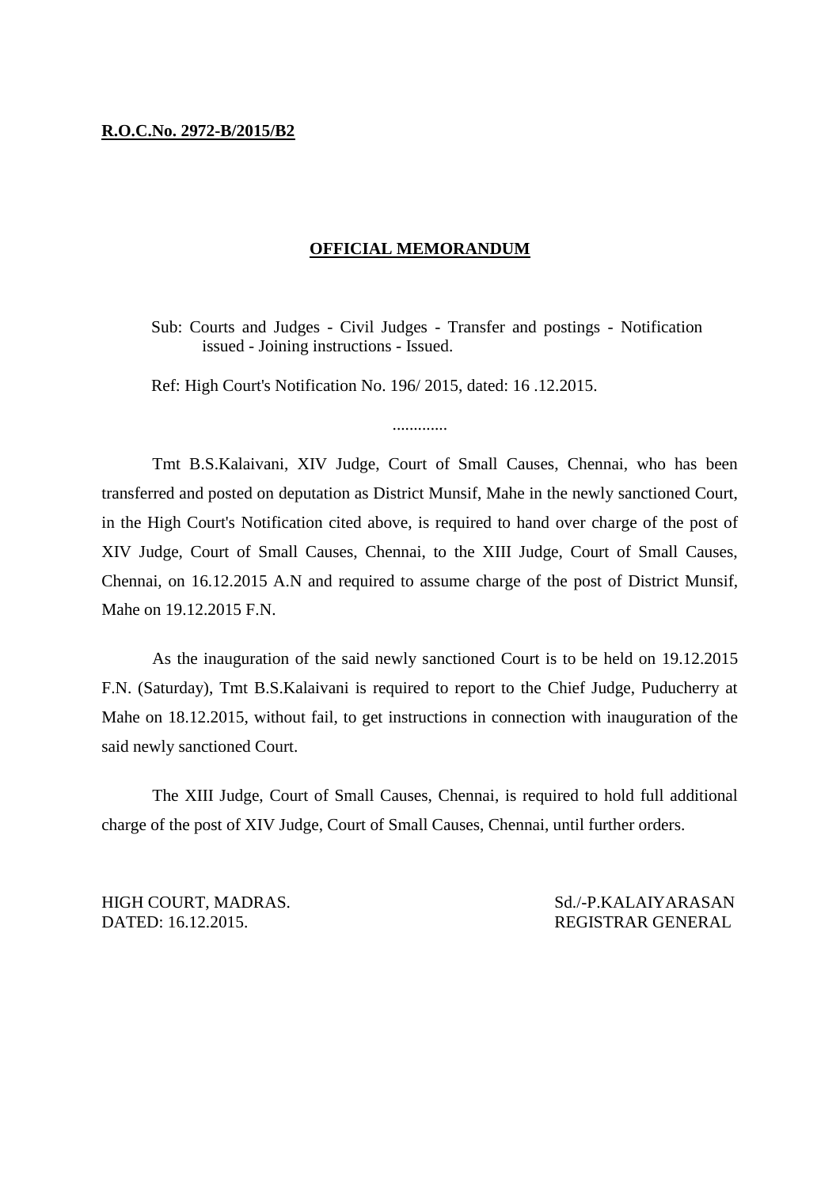**R.O.C.No. 2972-B/2015/B2**

## OFFICIAL MEMORANDUM

Sub: Courts and Judges - Civil Judges - Transfer and postings - Notification issued - Joining instructions - Issued.

Ref: High Court's Notification No. 196/ 2015, dated: 16 .12.2015.

.............

Tmt B.S.Kalaivani, XIV Judge, Court of Small Causes, Chennai, who has been transferred and posted on deputation as District Munsif, Mahe in the newly sanctioned Court, in the High Court's Notification cited above, is required to hand over charge of the post of XIV Judge, Court of Small Causes, Chennai, to the XIII Judge, Court of Small Causes, Chennai, on 16.12.2015 A.N and required to assume charge of the post of District Munsif, Mahe on 19.12.2015 F.N.

As the inauguration of the said newly sanctioned Court is to be held on 19.12.2015 F.N. (Saturday), Tmt B.S.Kalaivani is required to report to the Chief Judge, Puducherry at Mahe on 18.12.2015, without fail, to get instructions in connection with inauguration of the said newly sanctioned Court.

The XIII Judge, Court of Small Causes, Chennai, is required to hold full additional charge of the post of XIV Judge, Court of Small Causes, Chennai, until further orders.

HIGH COURT, MADRAS.
DATED: 16.12.2015.

Sd./-P.KALAIYARASAN
REGISTRAR GENERAL